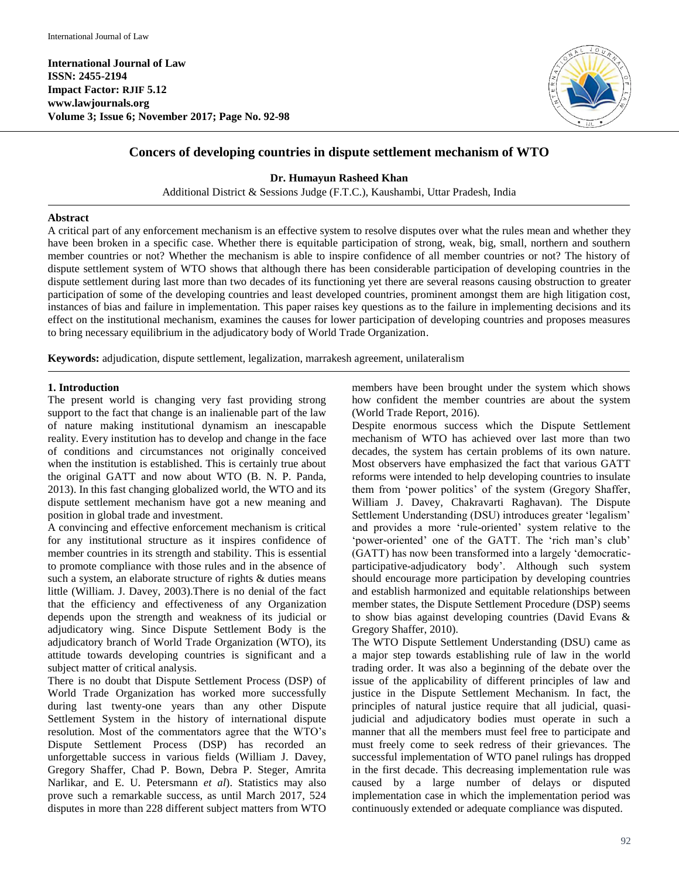**International Journal of Law**
**ISSN: 2455-2194**
**Impact Factor: RJIF 5.12**
**www.lawjournals.org**
**Volume 3; Issue 6; November 2017; Page No. 92-98**

# Concers of developing countries in dispute settlement mechanism of WTO

**Dr. Humayun Rasheed Khan**

Additional District & Sessions Judge (F.T.C.), Kaushambi, Uttar Pradesh, India

## Abstract

A critical part of any enforcement mechanism is an effective system to resolve disputes over what the rules mean and whether they have been broken in a specific case. Whether there is equitable participation of strong, weak, big, small, northern and southern member countries or not? Whether the mechanism is able to inspire confidence of all member countries or not? The history of dispute settlement system of WTO shows that although there has been considerable participation of developing countries in the dispute settlement during last more than two decades of its functioning yet there are several reasons causing obstruction to greater participation of some of the developing countries and least developed countries, prominent amongst them are high litigation cost, instances of bias and failure in implementation. This paper raises key questions as to the failure in implementing decisions and its effect on the institutional mechanism, examines the causes for lower participation of developing countries and proposes measures to bring necessary equilibrium in the adjudicatory body of World Trade Organization.

**Keywords:** adjudication, dispute settlement, legalization, marrakesh agreement, unilateralism

## 1. Introduction

The present world is changing very fast providing strong support to the fact that change is an inalienable part of the law of nature making institutional dynamism an inescapable reality. Every institution has to develop and change in the face of conditions and circumstances not originally conceived when the institution is established. This is certainly true about the original GATT and now about WTO (B. N. P. Panda, 2013). In this fast changing globalized world, the WTO and its dispute settlement mechanism have got a new meaning and position in global trade and investment.

A convincing and effective enforcement mechanism is critical for any institutional structure as it inspires confidence of member countries in its strength and stability. This is essential to promote compliance with those rules and in the absence of such a system, an elaborate structure of rights & duties means little (William. J. Davey, 2003).There is no denial of the fact that the efficiency and effectiveness of any Organization depends upon the strength and weakness of its judicial or adjudicatory wing. Since Dispute Settlement Body is the adjudicatory branch of World Trade Organization (WTO), its attitude towards developing countries is significant and a subject matter of critical analysis.

There is no doubt that Dispute Settlement Process (DSP) of World Trade Organization has worked more successfully during last twenty-one years than any other Dispute Settlement System in the history of international dispute resolution. Most of the commentators agree that the WTO's Dispute Settlement Process (DSP) has recorded an unforgettable success in various fields (William J. Davey, Gregory Shaffer, Chad P. Bown, Debra P. Steger, Amrita Narlikar, and E. U. Petersmann *et al*). Statistics may also prove such a remarkable success, as until March 2017, 524 disputes in more than 228 different subject matters from WTO members have been brought under the system which shows how confident the member countries are about the system (World Trade Report, 2016).

Despite enormous success which the Dispute Settlement mechanism of WTO has achieved over last more than two decades, the system has certain problems of its own nature. Most observers have emphasized the fact that various GATT reforms were intended to help developing countries to insulate them from 'power politics' of the system (Gregory Shaffer, William J. Davey, Chakravarti Raghavan). The Dispute Settlement Understanding (DSU) introduces greater 'legalism' and provides a more 'rule-oriented' system relative to the 'power-oriented' one of the GATT. The 'rich man's club' (GATT) has now been transformed into a largely 'democratic-participative-adjudicatory body'. Although such system should encourage more participation by developing countries and establish harmonized and equitable relationships between member states, the Dispute Settlement Procedure (DSP) seems to show bias against developing countries (David Evans & Gregory Shaffer, 2010).

The WTO Dispute Settlement Understanding (DSU) came as a major step towards establishing rule of law in the world trading order. It was also a beginning of the debate over the issue of the applicability of different principles of law and justice in the Dispute Settlement Mechanism. In fact, the principles of natural justice require that all judicial, quasi-judicial and adjudicatory bodies must operate in such a manner that all the members must feel free to participate and must freely come to seek redress of their grievances. The successful implementation of WTO panel rulings has dropped in the first decade. This decreasing implementation rule was caused by a large number of delays or disputed implementation case in which the implementation period was continuously extended or adequate compliance was disputed.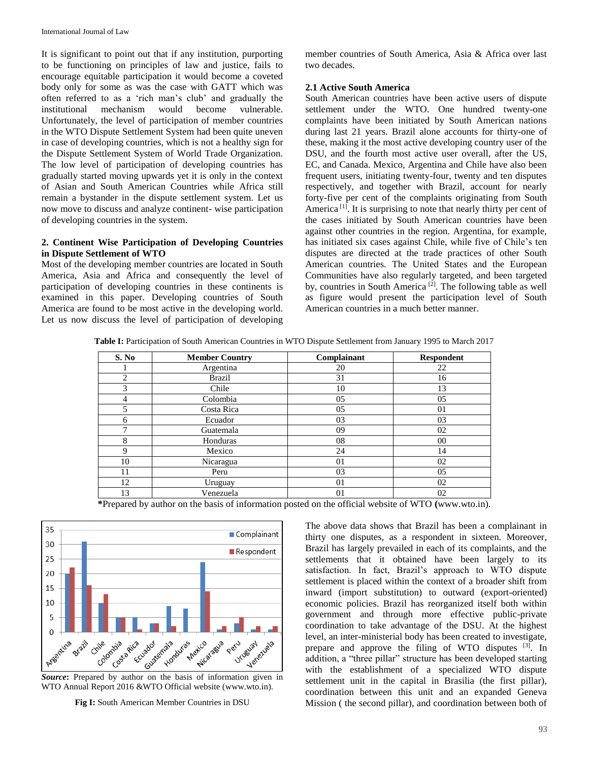It is significant to point out that if any institution, purporting to be functioning on principles of law and justice, fails to encourage equitable participation it would become a coveted body only for some as was the case with GATT which was often referred to as a 'rich man's club' and gradually the institutional mechanism would become vulnerable. Unfortunately, the level of participation of member countries in the WTO Dispute Settlement System had been quite uneven in case of developing countries, which is not a healthy sign for the Dispute Settlement System of World Trade Organization. The low level of participation of developing countries has gradually started moving upwards yet it is only in the context of Asian and South American Countries while Africa still remain a bystander in the dispute settlement system. Let us now move to discuss and analyze continent- wise participation of developing countries in the system.

## 2. Continent Wise Participation of Developing Countries in Dispute Settlement of WTO

Most of the developing member countries are located in South America, Asia and Africa and consequently the level of participation of developing countries in these continents is examined in this paper. Developing countries of South America are found to be most active in the developing world. Let us now discuss the level of participation of developing member countries of South America, Asia & Africa over last two decades.

### 2.1 Active South America

South American countries have been active users of dispute settlement under the WTO. One hundred twenty-one complaints have been initiated by South American nations during last 21 years. Brazil alone accounts for thirty-one of these, making it the most active developing country user of the DSU, and the fourth most active user overall, after the US, EC, and Canada. Mexico, Argentina and Chile have also been frequent users, initiating twenty-four, twenty and ten disputes respectively, and together with Brazil, account for nearly forty-five per cent of the complaints originating from South America [1]. It is surprising to note that nearly thirty per cent of the cases initiated by South American countries have been against other countries in the region. Argentina, for example, has initiated six cases against Chile, while five of Chile's ten disputes are directed at the trade practices of other South American countries. The United States and the European Communities have also regularly targeted, and been targeted by, countries in South America [2]. The following table as well as figure would present the participation level of South American countries in a much better manner.

**Table I:** Participation of South American Countries in WTO Dispute Settlement from January 1995 to March 2017

| S. No | Member Country | Complainant | Respondent |
|---|---|---|---|
| 1 | Argentina | 20 | 22 |
| 2 | Brazil | 31 | 16 |
| 3 | Chile | 10 | 13 |
| 4 | Colombia | 05 | 05 |
| 5 | Costa Rica | 05 | 01 |
| 6 | Ecuador | 03 | 03 |
| 7 | Guatemala | 09 | 02 |
| 8 | Honduras | 08 | 00 |
| 9 | Mexico | 24 | 14 |
| 10 | Nicaragua | 01 | 02 |
| 11 | Peru | 03 | 05 |
| 12 | Uruguay | 01 | 02 |
| 13 | Venezuela | 01 | 02 |

***Prepared by author on the basis of information posted on the official website of WTO (www.wto.in).**

**Source:** Prepared by author on the basis of information given in WTO Annual Report 2016 &WTO Official website (www.wto.in).

**Fig I:** South American Member Countries in DSU

The above data shows that Brazil has been a complainant in thirty one disputes, as a respondent in sixteen. Moreover, Brazil has largely prevailed in each of its complaints, and the settlements that it obtained have been largely to its satisfaction. In fact, Brazil's approach to WTO dispute settlement is placed within the context of a broader shift from inward (import substitution) to outward (export-oriented) economic policies. Brazil has reorganized itself both within government and through more effective public-private coordination to take advantage of the DSU. At the highest level, an inter-ministerial body has been created to investigate, prepare and approve the filing of WTO disputes [3]. In addition, a "three pillar" structure has been developed starting with the establishment of a specialized WTO dispute settlement unit in the capital in Brasilia (the first pillar), coordination between this unit and an expanded Geneva Mission ( the second pillar), and coordination between both of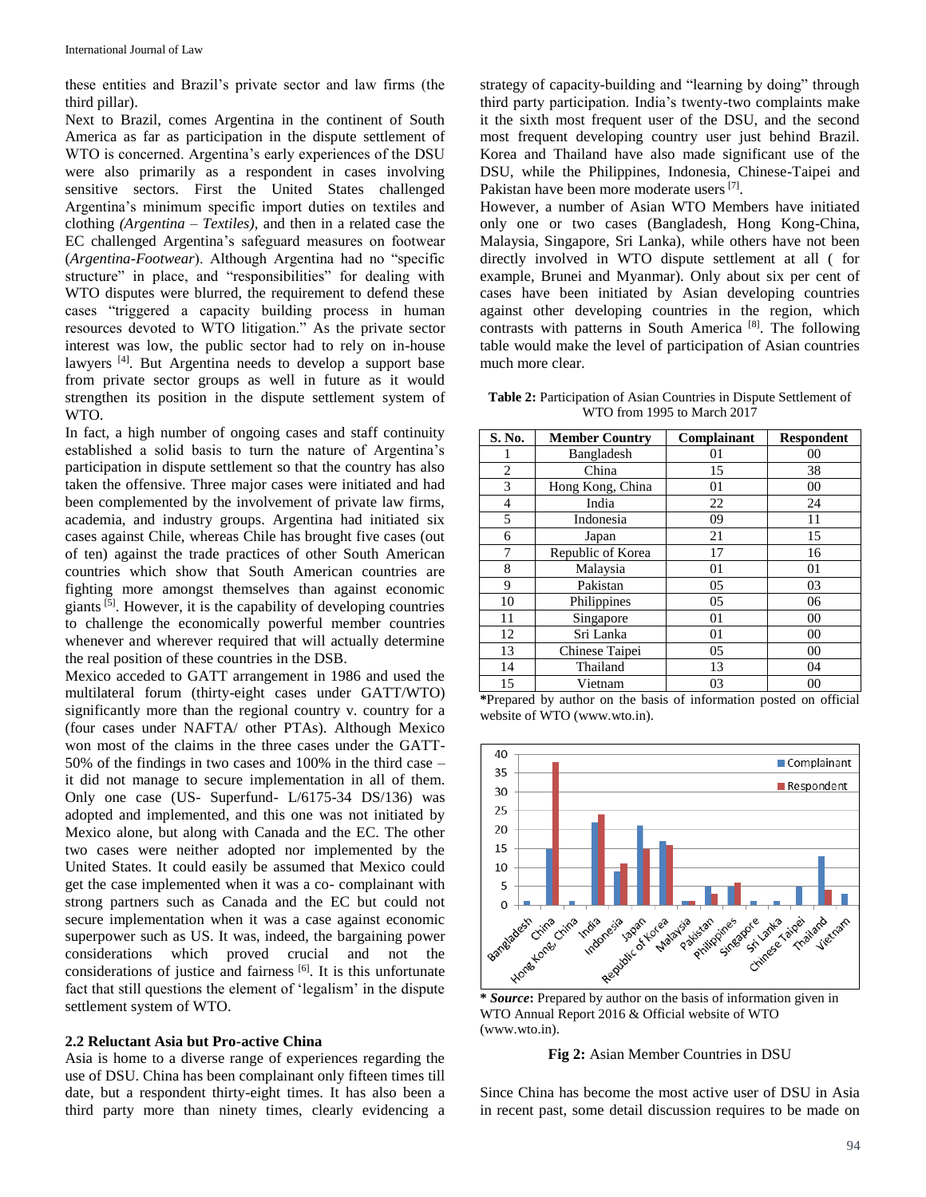these entities and Brazil's private sector and law firms (the third pillar).

Next to Brazil, comes Argentina in the continent of South America as far as participation in the dispute settlement of WTO is concerned. Argentina's early experiences of the DSU were also primarily as a respondent in cases involving sensitive sectors. First the United States challenged Argentina's minimum specific import duties on textiles and clothing *(Argentina – Textiles)*, and then in a related case the EC challenged Argentina's safeguard measures on footwear (*Argentina-Footwear*). Although Argentina had no "specific structure" in place, and "responsibilities" for dealing with WTO disputes were blurred, the requirement to defend these cases "triggered a capacity building process in human resources devoted to WTO litigation." As the private sector interest was low, the public sector had to rely on in-house lawyers [4]. But Argentina needs to develop a support base from private sector groups as well in future as it would strengthen its position in the dispute settlement system of WTO.

In fact, a high number of ongoing cases and staff continuity established a solid basis to turn the nature of Argentina's participation in dispute settlement so that the country has also taken the offensive. Three major cases were initiated and had been complemented by the involvement of private law firms, academia, and industry groups. Argentina had initiated six cases against Chile, whereas Chile has brought five cases (out of ten) against the trade practices of other South American countries which show that South American countries are fighting more amongst themselves than against economic giants [5]. However, it is the capability of developing countries to challenge the economically powerful member countries whenever and wherever required that will actually determine the real position of these countries in the DSB.

Mexico acceded to GATT arrangement in 1986 and used the multilateral forum (thirty-eight cases under GATT/WTO) significantly more than the regional country v. country for a (four cases under NAFTA/ other PTAs). Although Mexico won most of the claims in the three cases under the GATT- 50% of the findings in two cases and 100% in the third case – it did not manage to secure implementation in all of them. Only one case (US- Superfund- L/6175-34 DS/136) was adopted and implemented, and this one was not initiated by Mexico alone, but along with Canada and the EC. The other two cases were neither adopted nor implemented by the United States. It could easily be assumed that Mexico could get the case implemented when it was a co- complainant with strong partners such as Canada and the EC but could not secure implementation when it was a case against economic superpower such as US. It was, indeed, the bargaining power considerations which proved crucial and not the considerations of justice and fairness [6]. It is this unfortunate fact that still questions the element of 'legalism' in the dispute settlement system of WTO.

### 2.2 Reluctant Asia but Pro-active China

Asia is home to a diverse range of experiences regarding the use of DSU. China has been complainant only fifteen times till date, but a respondent thirty-eight times. It has also been a third party more than ninety times, clearly evidencing a strategy of capacity-building and "learning by doing" through third party participation. India's twenty-two complaints make it the sixth most frequent user of the DSU, and the second most frequent developing country user just behind Brazil. Korea and Thailand have also made significant use of the DSU, while the Philippines, Indonesia, Chinese-Taipei and Pakistan have been more moderate users [7].

However, a number of Asian WTO Members have initiated only one or two cases (Bangladesh, Hong Kong-China, Malaysia, Singapore, Sri Lanka), while others have not been directly involved in WTO dispute settlement at all ( for example, Brunei and Myanmar). Only about six per cent of cases have been initiated by Asian developing countries against other developing countries in the region, which contrasts with patterns in South America [8]. The following table would make the level of participation of Asian countries much more clear.

**Table 2:** Participation of Asian Countries in Dispute Settlement of WTO from 1995 to March 2017

| S. No. | Member Country | Complainant | Respondent |
|---|---|---|---|
| 1 | Bangladesh | 01 | 00 |
| 2 | China | 15 | 38 |
| 3 | Hong Kong, China | 01 | 00 |
| 4 | India | 22 | 24 |
| 5 | Indonesia | 09 | 11 |
| 6 | Japan | 21 | 15 |
| 7 | Republic of Korea | 17 | 16 |
| 8 | Malaysia | 01 | 01 |
| 9 | Pakistan | 05 | 03 |
| 10 | Philippines | 05 | 06 |
| 11 | Singapore | 01 | 00 |
| 12 | Sri Lanka | 01 | 00 |
| 13 | Chinese Taipei | 05 | 00 |
| 14 | Thailand | 13 | 04 |
| 15 | Vietnam | 03 | 00 |

**\***Prepared by author on the basis of information posted on official website of WTO (www.wto.in).

**\*** ***Source*:** Prepared by author on the basis of information given in WTO Annual Report 2016 & Official website of WTO (www.wto.in).

**Fig 2:** Asian Member Countries in DSU

Since China has become the most active user of DSU in Asia in recent past, some detail discussion requires to be made on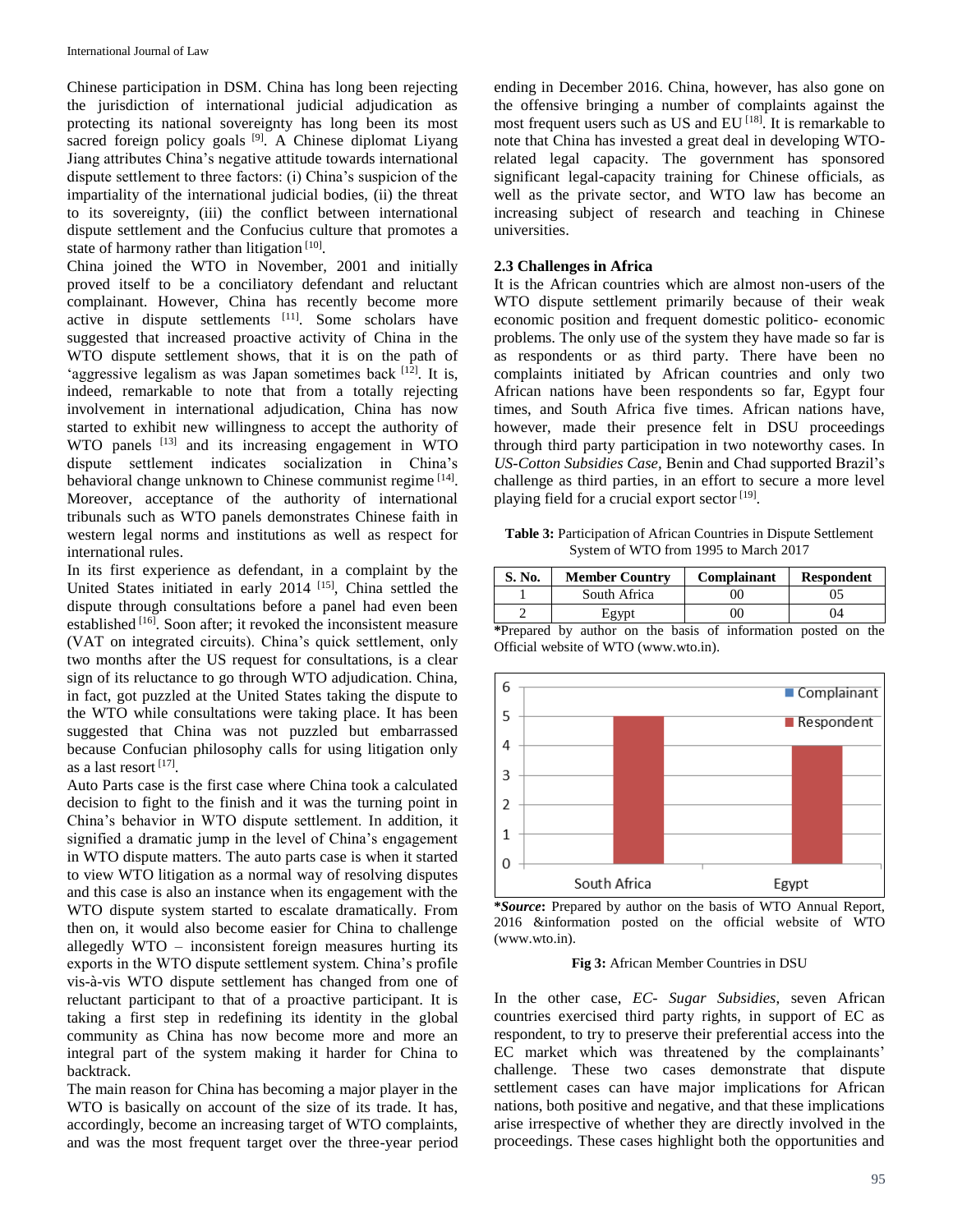Chinese participation in DSM. China has long been rejecting the jurisdiction of international judicial adjudication as protecting its national sovereignty has long been its most sacred foreign policy goals [9]. A Chinese diplomat Liyang Jiang attributes China's negative attitude towards international dispute settlement to three factors: (i) China's suspicion of the impartiality of the international judicial bodies, (ii) the threat to its sovereignty, (iii) the conflict between international dispute settlement and the Confucius culture that promotes a state of harmony rather than litigation [10].

China joined the WTO in November, 2001 and initially proved itself to be a conciliatory defendant and reluctant complainant. However, China has recently become more active in dispute settlements [11]. Some scholars have suggested that increased proactive activity of China in the WTO dispute settlement shows, that it is on the path of 'aggressive legalism as was Japan sometimes back [12]. It is, indeed, remarkable to note that from a totally rejecting involvement in international adjudication, China has now started to exhibit new willingness to accept the authority of WTO panels [13] and its increasing engagement in WTO dispute settlement indicates socialization in China's behavioral change unknown to Chinese communist regime [14]. Moreover, acceptance of the authority of international tribunals such as WTO panels demonstrates Chinese faith in western legal norms and institutions as well as respect for international rules.

In its first experience as defendant, in a complaint by the United States initiated in early 2014 [15], China settled the dispute through consultations before a panel had even been established [16]. Soon after; it revoked the inconsistent measure (VAT on integrated circuits). China's quick settlement, only two months after the US request for consultations, is a clear sign of its reluctance to go through WTO adjudication. China, in fact, got puzzled at the United States taking the dispute to the WTO while consultations were taking place. It has been suggested that China was not puzzled but embarrassed because Confucian philosophy calls for using litigation only as a last resort [17].

Auto Parts case is the first case where China took a calculated decision to fight to the finish and it was the turning point in China's behavior in WTO dispute settlement. In addition, it signified a dramatic jump in the level of China's engagement in WTO dispute matters. The auto parts case is when it started to view WTO litigation as a normal way of resolving disputes and this case is also an instance when its engagement with the WTO dispute system started to escalate dramatically. From then on, it would also become easier for China to challenge allegedly WTO – inconsistent foreign measures hurting its exports in the WTO dispute settlement system. China's profile vis-à-vis WTO dispute settlement has changed from one of reluctant participant to that of a proactive participant. It is taking a first step in redefining its identity in the global community as China has now become more and more an integral part of the system making it harder for China to backtrack.

The main reason for China has becoming a major player in the WTO is basically on account of the size of its trade. It has, accordingly, become an increasing target of WTO complaints, and was the most frequent target over the three-year period ending in December 2016. China, however, has also gone on the offensive bringing a number of complaints against the most frequent users such as US and EU [18]. It is remarkable to note that China has invested a great deal in developing WTO-related legal capacity. The government has sponsored significant legal-capacity training for Chinese officials, as well as the private sector, and WTO law has become an increasing subject of research and teaching in Chinese universities.

### 2.3 Challenges in Africa

It is the African countries which are almost non-users of the WTO dispute settlement primarily because of their weak economic position and frequent domestic politico- economic problems. The only use of the system they have made so far is as respondents or as third party. There have been no complaints initiated by African countries and only two African nations have been respondents so far, Egypt four times, and South Africa five times. African nations have, however, made their presence felt in DSU proceedings through third party participation in two noteworthy cases. In *US-Cotton Subsidies Case*, Benin and Chad supported Brazil's challenge as third parties, in an effort to secure a more level playing field for a crucial export sector [19].

**Table 3:** Participation of African Countries in Dispute Settlement System of WTO from 1995 to March 2017

| S. No. | Member Country | Complainant | Respondent |
|---|---|---|---|
| 1 | South Africa | 00 | 05 |
| 2 | Egypt | 00 | 04 |

***Prepared by author on the basis of information posted on the Official website of WTO (www.wto.in).

***Source***: Prepared by author on the basis of WTO Annual Report, 2016 &information posted on the official website of WTO (www.wto.in).

**Fig 3:** African Member Countries in DSU

In the other case, *EC- Sugar Subsidies*, seven African countries exercised third party rights, in support of EC as respondent, to try to preserve their preferential access into the EC market which was threatened by the complainants' challenge. These two cases demonstrate that dispute settlement cases can have major implications for African nations, both positive and negative, and that these implications arise irrespective of whether they are directly involved in the proceedings. These cases highlight both the opportunities and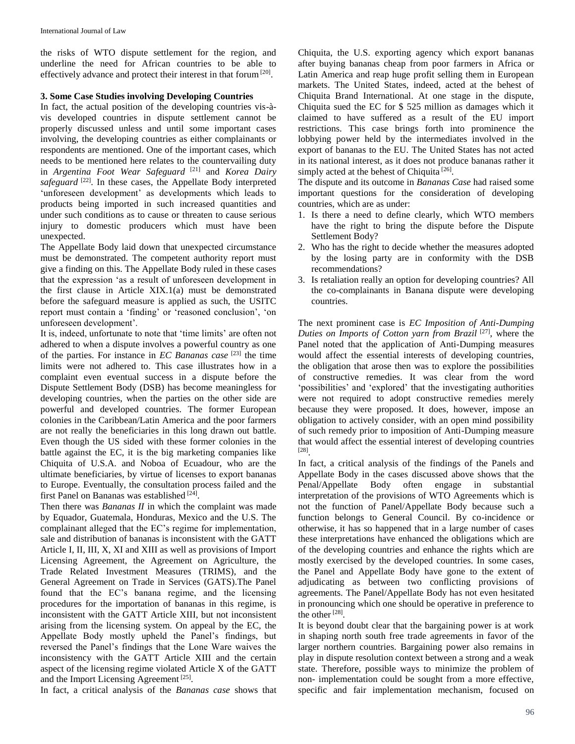the risks of WTO dispute settlement for the region, and underline the need for African countries to be able to effectively advance and protect their interest in that forum [20].

### 3. Some Case Studies involving Developing Countries

In fact, the actual position of the developing countries vis-à-vis developed countries in dispute settlement cannot be properly discussed unless and until some important cases involving, the developing countries as either complainants or respondents are mentioned. One of the important cases, which needs to be mentioned here relates to the countervailing duty in *Argentina Foot Wear Safeguard* [21] and *Korea Dairy safeguard* [22]. In these cases, the Appellate Body interpreted 'unforeseen development' as developments which leads to products being imported in such increased quantities and under such conditions as to cause or threaten to cause serious injury to domestic producers which must have been unexpected.

The Appellate Body laid down that unexpected circumstance must be demonstrated. The competent authority report must give a finding on this. The Appellate Body ruled in these cases that the expression 'as a result of unforeseen development in the first clause in Article XIX.1(a) must be demonstrated before the safeguard measure is applied as such, the USITC report must contain a 'finding' or 'reasoned conclusion', 'on unforeseen development'.

It is, indeed, unfortunate to note that 'time limits' are often not adhered to when a dispute involves a powerful country as one of the parties. For instance in *EC Bananas case* [23] the time limits were not adhered to. This case illustrates how in a complaint even eventual success in a dispute before the Dispute Settlement Body (DSB) has become meaningless for developing countries, when the parties on the other side are powerful and developed countries. The former European colonies in the Caribbean/Latin America and the poor farmers are not really the beneficiaries in this long drawn out battle. Even though the US sided with these former colonies in the battle against the EC, it is the big marketing companies like Chiquita of U.S.A. and Noboa of Ecuadour, who are the ultimate beneficiaries, by virtue of licenses to export bananas to Europe. Eventually, the consultation process failed and the first Panel on Bananas was established [24].

Then there was *Bananas II* in which the complaint was made by Equador, Guatemala, Honduras, Mexico and the U.S. The complainant alleged that the EC's regime for implementation, sale and distribution of bananas is inconsistent with the GATT Article I, II, III, X, XI and XIII as well as provisions of Import Licensing Agreement, the Agreement on Agriculture, the Trade Related Investment Measures (TRIMS), and the General Agreement on Trade in Services (GATS).The Panel found that the EC's banana regime, and the licensing procedures for the importation of bananas in this regime, is inconsistent with the GATT Article XIII, but not inconsistent arising from the licensing system. On appeal by the EC, the Appellate Body mostly upheld the Panel's findings, but reversed the Panel's findings that the Lone Ware waives the inconsistency with the GATT Article XIII and the certain aspect of the licensing regime violated Article X of the GATT and the Import Licensing Agreement [25].

In fact, a critical analysis of the *Bananas case* shows that Chiquita, the U.S. exporting agency which export bananas after buying bananas cheap from poor farmers in Africa or Latin America and reap huge profit selling them in European markets. The United States, indeed, acted at the behest of Chiquita Brand International. At one stage in the dispute, Chiquita sued the EC for $ 525 million as damages which it claimed to have suffered as a result of the EU import restrictions. This case brings forth into prominence the lobbying power held by the intermediates involved in the export of bananas to the EU. The United States has not acted in its national interest, as it does not produce bananas rather it simply acted at the behest of Chiquita [26].

The dispute and its outcome in *Bananas Case* had raised some important questions for the consideration of developing countries, which are as under:

1. Is there a need to define clearly, which WTO members have the right to bring the dispute before the Dispute Settlement Body?
2. Who has the right to decide whether the measures adopted by the losing party are in conformity with the DSB recommendations?
3. Is retaliation really an option for developing countries? All the co-complainants in Banana dispute were developing countries.

The next prominent case is *EC Imposition of Anti-Dumping Duties on Imports of Cotton yarn from Brazil* [27], where the Panel noted that the application of Anti-Dumping measures would affect the essential interests of developing countries, the obligation that arose then was to explore the possibilities of constructive remedies. It was clear from the word 'possibilities' and 'explored' that the investigating authorities were not required to adopt constructive remedies merely because they were proposed. It does, however, impose an obligation to actively consider, with an open mind possibility of such remedy prior to imposition of Anti-Dumping measure that would affect the essential interest of developing countries [28].

In fact, a critical analysis of the findings of the Panels and Appellate Body in the cases discussed above shows that the Penal/Appellate Body often engage in substantial interpretation of the provisions of WTO Agreements which is not the function of Panel/Appellate Body because such a function belongs to General Council. By co-incidence or otherwise, it has so happened that in a large number of cases these interpretations have enhanced the obligations which are of the developing countries and enhance the rights which are mostly exercised by the developed countries. In some cases, the Panel and Appellate Body have gone to the extent of adjudicating as between two conflicting provisions of agreements. The Panel/Appellate Body has not even hesitated in pronouncing which one should be operative in preference to the other [28].

It is beyond doubt clear that the bargaining power is at work in shaping north south free trade agreements in favor of the larger northern countries. Bargaining power also remains in play in dispute resolution context between a strong and a weak state. Therefore, possible ways to minimize the problem of non- implementation could be sought from a more effective, specific and fair implementation mechanism, focused on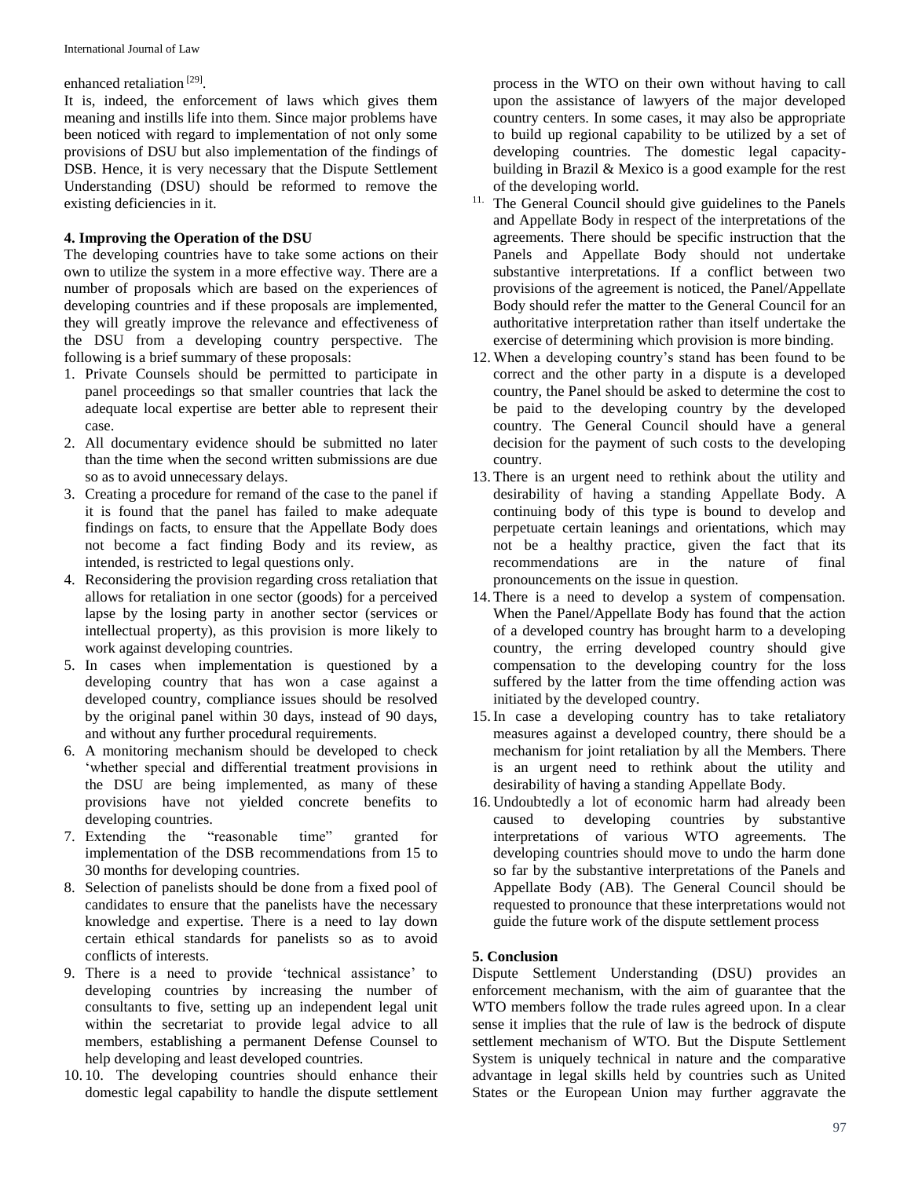enhanced retaliation [29].

It is, indeed, the enforcement of laws which gives them meaning and instills life into them. Since major problems have been noticed with regard to implementation of not only some provisions of DSU but also implementation of the findings of DSB. Hence, it is very necessary that the Dispute Settlement Understanding (DSU) should be reformed to remove the existing deficiencies in it.

**4. Improving the Operation of the DSU**

The developing countries have to take some actions on their own to utilize the system in a more effective way. There are a number of proposals which are based on the experiences of developing countries and if these proposals are implemented, they will greatly improve the relevance and effectiveness of the DSU from a developing country perspective. The following is a brief summary of these proposals:

1. Private Counsels should be permitted to participate in panel proceedings so that smaller countries that lack the adequate local expertise are better able to represent their case.
2. All documentary evidence should be submitted no later than the time when the second written submissions are due so as to avoid unnecessary delays.
3. Creating a procedure for remand of the case to the panel if it is found that the panel has failed to make adequate findings on facts, to ensure that the Appellate Body does not become a fact finding Body and its review, as intended, is restricted to legal questions only.
4. Reconsidering the provision regarding cross retaliation that allows for retaliation in one sector (goods) for a perceived lapse by the losing party in another sector (services or intellectual property), as this provision is more likely to work against developing countries.
5. In cases when implementation is questioned by a developing country that has won a case against a developed country, compliance issues should be resolved by the original panel within 30 days, instead of 90 days, and without any further procedural requirements.
6. A monitoring mechanism should be developed to check 'whether special and differential treatment provisions in the DSU are being implemented, as many of these provisions have not yielded concrete benefits to developing countries.
7. Extending the "reasonable time" granted for implementation of the DSB recommendations from 15 to 30 months for developing countries.
8. Selection of panelists should be done from a fixed pool of candidates to ensure that the panelists have the necessary knowledge and expertise. There is a need to lay down certain ethical standards for panelists so as to avoid conflicts of interests.
9. There is a need to provide 'technical assistance' to developing countries by increasing the number of consultants to five, setting up an independent legal unit within the secretariat to provide legal advice to all members, establishing a permanent Defense Counsel to help developing and least developed countries.
10. 10. The developing countries should enhance their domestic legal capability to handle the dispute settlement process in the WTO on their own without having to call upon the assistance of lawyers of the major developed country centers. In some cases, it may also be appropriate to build up regional capability to be utilized by a set of developing countries. The domestic legal capacity-building in Brazil & Mexico is a good example for the rest of the developing world.
11. The General Council should give guidelines to the Panels and Appellate Body in respect of the interpretations of the agreements. There should be specific instruction that the Panels and Appellate Body should not undertake substantive interpretations. If a conflict between two provisions of the agreement is noticed, the Panel/Appellate Body should refer the matter to the General Council for an authoritative interpretation rather than itself undertake the exercise of determining which provision is more binding.
12. When a developing country's stand has been found to be correct and the other party in a dispute is a developed country, the Panel should be asked to determine the cost to be paid to the developing country by the developed country. The General Council should have a general decision for the payment of such costs to the developing country.
13. There is an urgent need to rethink about the utility and desirability of having a standing Appellate Body. A continuing body of this type is bound to develop and perpetuate certain leanings and orientations, which may not be a healthy practice, given the fact that its recommendations are in the nature of final pronouncements on the issue in question.
14. There is a need to develop a system of compensation. When the Panel/Appellate Body has found that the action of a developed country has brought harm to a developing country, the erring developed country should give compensation to the developing country for the loss suffered by the latter from the time offending action was initiated by the developed country.
15. In case a developing country has to take retaliatory measures against a developed country, there should be a mechanism for joint retaliation by all the Members. There is an urgent need to rethink about the utility and desirability of having a standing Appellate Body.
16. Undoubtedly a lot of economic harm had already been caused to developing countries by substantive interpretations of various WTO agreements. The developing countries should move to undo the harm done so far by the substantive interpretations of the Panels and Appellate Body (AB). The General Council should be requested to pronounce that these interpretations would not guide the future work of the dispute settlement process

**5. Conclusion**

Dispute Settlement Understanding (DSU) provides an enforcement mechanism, with the aim of guarantee that the WTO members follow the trade rules agreed upon. In a clear sense it implies that the rule of law is the bedrock of dispute settlement mechanism of WTO. But the Dispute Settlement System is uniquely technical in nature and the comparative advantage in legal skills held by countries such as United States or the European Union may further aggravate the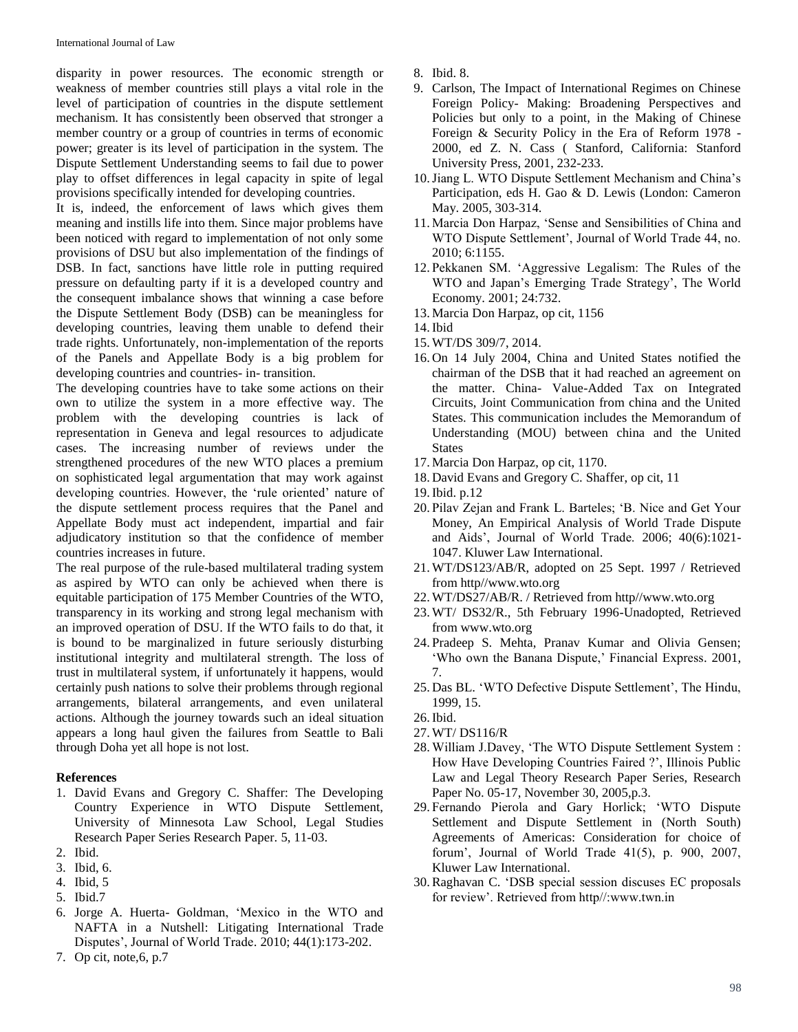disparity in power resources. The economic strength or weakness of member countries still plays a vital role in the level of participation of countries in the dispute settlement mechanism. It has consistently been observed that stronger a member country or a group of countries in terms of economic power; greater is its level of participation in the system. The Dispute Settlement Understanding seems to fail due to power play to offset differences in legal capacity in spite of legal provisions specifically intended for developing countries.

It is, indeed, the enforcement of laws which gives them meaning and instills life into them. Since major problems have been noticed with regard to implementation of not only some provisions of DSU but also implementation of the findings of DSB. In fact, sanctions have little role in putting required pressure on defaulting party if it is a developed country and the consequent imbalance shows that winning a case before the Dispute Settlement Body (DSB) can be meaningless for developing countries, leaving them unable to defend their trade rights. Unfortunately, non-implementation of the reports of the Panels and Appellate Body is a big problem for developing countries and countries- in- transition.

The developing countries have to take some actions on their own to utilize the system in a more effective way. The problem with the developing countries is lack of representation in Geneva and legal resources to adjudicate cases. The increasing number of reviews under the strengthened procedures of the new WTO places a premium on sophisticated legal argumentation that may work against developing countries. However, the 'rule oriented' nature of the dispute settlement process requires that the Panel and Appellate Body must act independent, impartial and fair adjudicatory institution so that the confidence of member countries increases in future.

The real purpose of the rule-based multilateral trading system as aspired by WTO can only be achieved when there is equitable participation of 175 Member Countries of the WTO, transparency in its working and strong legal mechanism with an improved operation of DSU. If the WTO fails to do that, it is bound to be marginalized in future seriously disturbing institutional integrity and multilateral strength. The loss of trust in multilateral system, if unfortunately it happens, would certainly push nations to solve their problems through regional arrangements, bilateral arrangements, and even unilateral actions. Although the journey towards such an ideal situation appears a long haul given the failures from Seattle to Bali through Doha yet all hope is not lost.

## References

1. David Evans and Gregory C. Shaffer: The Developing Country Experience in WTO Dispute Settlement, University of Minnesota Law School, Legal Studies Research Paper Series Research Paper. 5, 11-03.
2. Ibid.
3. Ibid, 6.
4. Ibid, 5
5. Ibid.7
6. Jorge A. Huerta- Goldman, 'Mexico in the WTO and NAFTA in a Nutshell: Litigating International Trade Disputes', Journal of World Trade. 2010; 44(1):173-202.
7. Op cit, note,6, p.7
8. Ibid. 8.
9. Carlson, The Impact of International Regimes on Chinese Foreign Policy- Making: Broadening Perspectives and Policies but only to a point, in the Making of Chinese Foreign & Security Policy in the Era of Reform 1978 - 2000, ed Z. N. Cass ( Stanford, California: Stanford University Press, 2001, 232-233.
10. Jiang L. WTO Dispute Settlement Mechanism and China's Participation, eds H. Gao & D. Lewis (London: Cameron May. 2005, 303-314.
11. Marcia Don Harpaz, 'Sense and Sensibilities of China and WTO Dispute Settlement', Journal of World Trade 44, no. 2010; 6:1155.
12. Pekkanen SM. 'Aggressive Legalism: The Rules of the WTO and Japan's Emerging Trade Strategy', The World Economy. 2001; 24:732.
13. Marcia Don Harpaz, op cit, 1156
14. Ibid
15. WT/DS 309/7, 2014.
16. On 14 July 2004, China and United States notified the chairman of the DSB that it had reached an agreement on the matter. China- Value-Added Tax on Integrated Circuits, Joint Communication from china and the United States. This communication includes the Memorandum of Understanding (MOU) between china and the United States
17. Marcia Don Harpaz, op cit, 1170.
18. David Evans and Gregory C. Shaffer, op cit, 11
19. Ibid. p.12
20. Pilav Zejan and Frank L. Barteles; 'B. Nice and Get Your Money, An Empirical Analysis of World Trade Dispute and Aids', Journal of World Trade. 2006; 40(6):1021-1047. Kluwer Law International.
21. WT/DS123/AB/R, adopted on 25 Sept. 1997 / Retrieved from http//www.wto.org
22. WT/DS27/AB/R. / Retrieved from http//www.wto.org
23. WT/ DS32/R., 5th February 1996-Unadopted, Retrieved from www.wto.org
24. Pradeep S. Mehta, Pranav Kumar and Olivia Gensen; 'Who own the Banana Dispute,' Financial Express. 2001, 7.
25. Das BL. 'WTO Defective Dispute Settlement', The Hindu, 1999, 15.
26. Ibid.
27. WT/ DS116/R
28. William J.Davey, 'The WTO Dispute Settlement System : How Have Developing Countries Faired ?', Illinois Public Law and Legal Theory Research Paper Series, Research Paper No. 05-17, November 30, 2005,p.3.
29. Fernando Pierola and Gary Horlick; 'WTO Dispute Settlement and Dispute Settlement in (North South) Agreements of Americas: Consideration for choice of forum', Journal of World Trade 41(5), p. 900, 2007, Kluwer Law International.
30. Raghavan C. 'DSB special session discuses EC proposals for review'. Retrieved from http//:www.twn.in